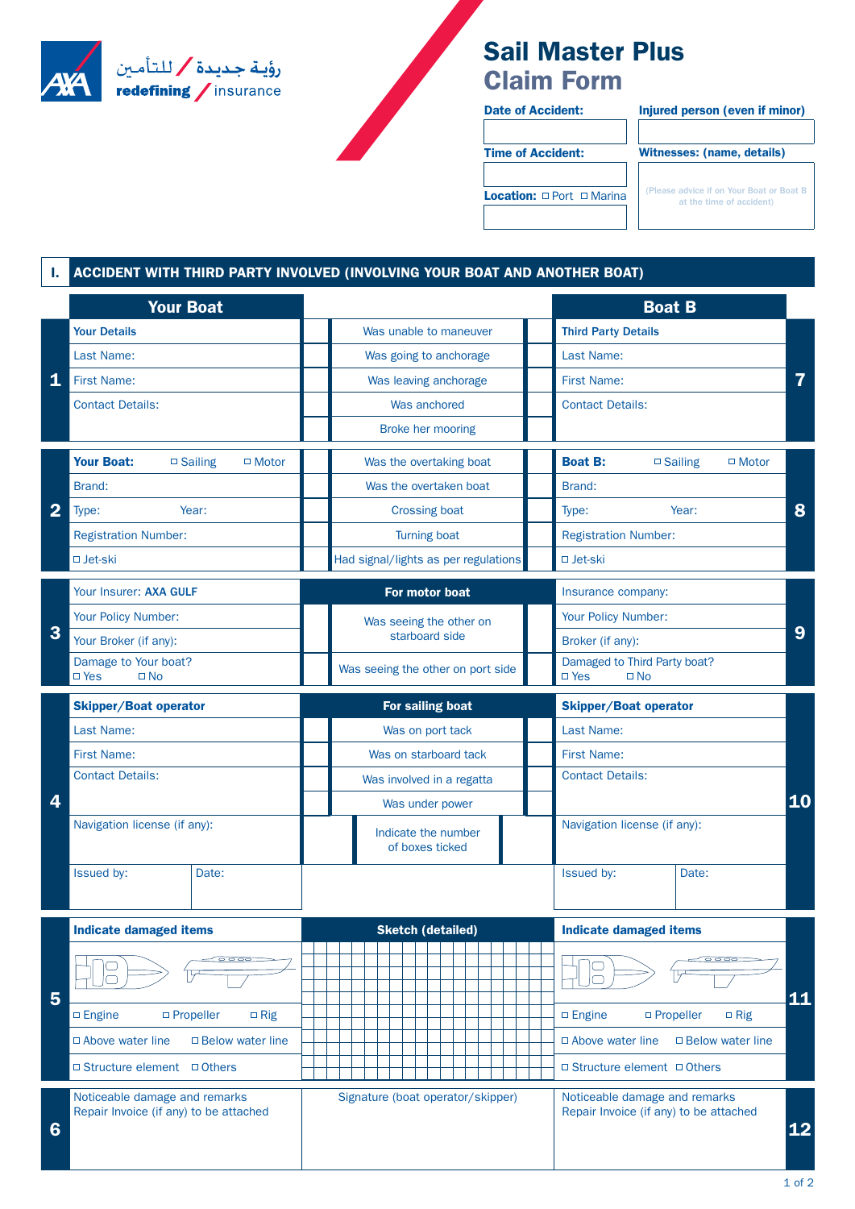رؤية جديدة / للتأمين
redefining / insurance

# Sail Master Plus
## Claim Form

| Date of Accident: | Injured person (even if minor) |
|---|---|
| | |
| **Time of Accident:** | **Witnesses: (name, details)** |
| | (Please advice if on Your Boat or Boat B at the time of accident) |
| **Location:** ◻ Port ◻ Marina | |
| | |

## I. ACCIDENT WITH THIRD PARTY INVOLVED (INVOLVING YOUR BOAT AND ANOTHER BOAT)

| | Your Boat | | | | Boat B | |
|---|---|---|---|---|---|---|
| 1 | **Your Details** | ☐ | Was unable to maneuver | ☐ | **Third Party Details** | 7 |
| | Last Name: | ☐ | Was going to anchorage | ☐ | Last Name: | |
| | First Name: | ☐ | Was leaving anchorage | ☐ | First Name: | |
| | Contact Details: | ☐ | Was anchored | ☐ | Contact Details: | |
| | | ☐ | Broke her mooring | ☐ | | |
| 2 | **Your Boat:** ◻ Sailing ◻ Motor | ☐ | Was the overtaking boat | ☐ | **Boat B:** ◻ Sailing ◻ Motor | 8 |
| | Brand: | ☐ | Was the overtaken boat | ☐ | Brand: | |
| | Type: Year: | ☐ | Crossing boat | ☐ | Type: Year: | |
| | Registration Number: | ☐ | Turning boat | ☐ | Registration Number: | |
| | ◻ Jet-ski | ☐ | Had signal/lights as per regulations | ☐ | ◻ Jet-ski | |
| 3 | Your Insurer: **AXA GULF** | | **For motor boat** | | Insurance company: | 9 |
| | Your Policy Number: | ☐ | Was seeing the other on starboard side | ☐ | Your Policy Number: | |
| | Your Broker (if any): | | | | Broker (if any): | |
| | Damage to Your boat? ◻ Yes ◻ No | ☐ | Was seeing the other on port side | ☐ | Damaged to Third Party boat? ◻ Yes ◻ No | |
| 4 | **Skipper/Boat operator** | | **For sailing boat** | | **Skipper/Boat operator** | 10 |
| | Last Name: | ☐ | Was on port tack | ☐ | Last Name: | |
| | First Name: | ☐ | Was on starboard tack | ☐ | First Name: | |
| | Contact Details: | ☐ | Was involved in a regatta | ☐ | Contact Details: | |
| | | ☐ | Was under power | ☐ | | |
| | Navigation license (if any): | ☐ | Indicate the number of boxes ticked | ☐ | Navigation license (if any): | |
| | Issued by: / Date: | | | | Issued by: / Date: | |
| 5 | **Indicate damaged items** | | **Sketch (detailed)** | | **Indicate damaged items** | 11 |
| | ◻ Engine ◻ Propeller ◻ Rig | | | | ◻ Engine ◻ Propeller ◻ Rig | |
| | ◻ Above water line ◻ Below water line | | | | ◻ Above water line ◻ Below water line | |
| | ◻ Structure element ◻ Others | | | | ◻ Structure element ◻ Others | |
| 6 | Noticeable damage and remarks<br>Repair Invoice (if any) to be attached | | Signature (boat operator/skipper) | | Noticeable damage and remarks<br>Repair Invoice (if any) to be attached | 12 |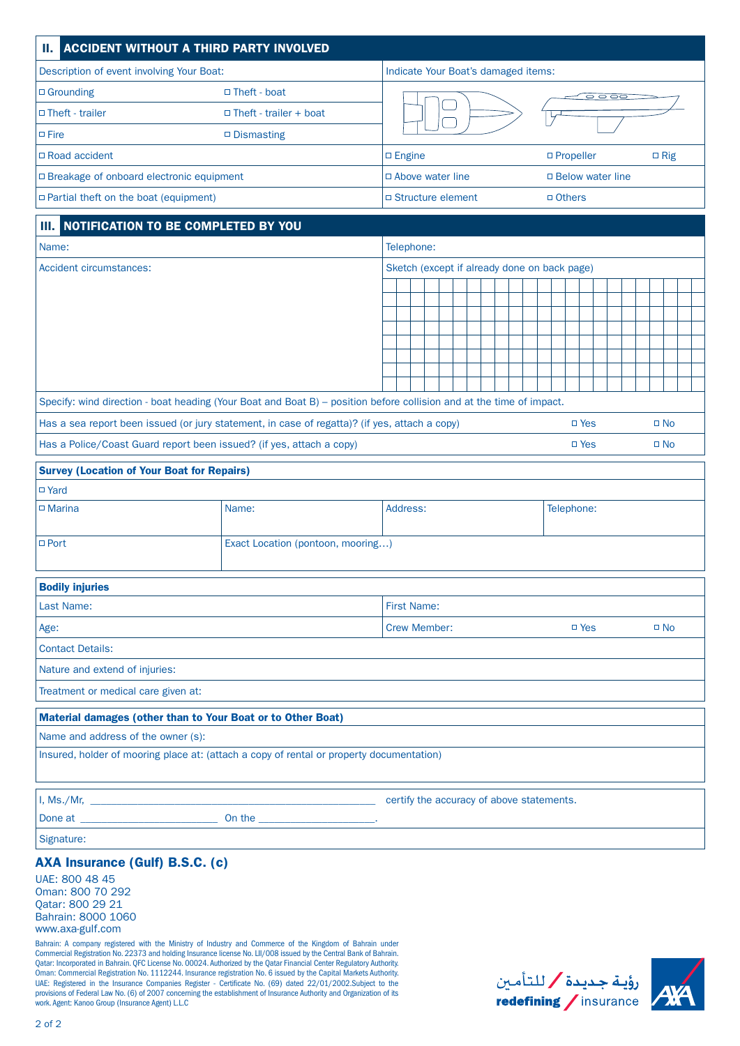## II. ACCIDENT WITHOUT A THIRD PARTY INVOLVED

| | | | | |
|---|---|---|---|---|
| Description of event involving Your Boat: | | Indicate Your Boat's damaged items: | | |
| ☐ Grounding | ☐ Theft - boat | | | |
| ☐ Theft - trailer | ☐ Theft - trailer + boat | | | |
| ☐ Fire | ☐ Dismasting | | | |
| ☐ Road accident | | ☐ Engine | ☐ Propeller | ☐ Rig |
| ☐ Breakage of onboard electronic equipment | | ☐ Above water line | ☐ Below water line | |
| ☐ Partial theft on the boat (equipment) | | ☐ Structure element | ☐ Others | |

## III. NOTIFICATION TO BE COMPLETED BY YOU

| | | | |
|---|---|---|---|
| Name: | Telephone: | | |
| Accident circumstances: | Sketch (except if already done on back page) | | |
| Specify: wind direction - boat heading (Your Boat and Boat B) – position before collision and at the time of impact. | | | |
| Has a sea report been issued (or jury statement, in case of regatta)? (if yes, attach a copy) | | ☐ Yes | ☐ No |
| Has a Police/Coast Guard report been issued? (if yes, attach a copy) | | ☐ Yes | ☐ No |

**Survey (Location of Your Boat for Repairs)**

| | | | |
|---|---|---|---|
| ☐ Yard | | | |
| ☐ Marina | Name: | Address: | Telephone: |
| ☐ Port | Exact Location (pontoon, mooring…) | | |

**Bodily injuries**

| | | | |
|---|---|---|---|
| Last Name: | First Name: | | |
| Age: | Crew Member: | ☐ Yes | ☐ No |
| Contact Details: | | | |
| Nature and extend of injuries: | | | |
| Treatment or medical care given at: | | | |

**Material damages (other than to Your Boat or to Other Boat)**

Name and address of the owner (s):

Insured, holder of mooring place at: (attach a copy of rental or property documentation)

I, Ms./Mr, ______________________________ certify the accuracy of above statements.

Done at ____________________ On the ____________________.

Signature:

**AXA Insurance (Gulf) B.S.C. (c)**

UAE: 800 48 45
Oman: 800 70 292
Qatar: 800 29 21
Bahrain: 8000 1060
www.axa-gulf.com

Bahrain: A company registered with the Ministry of Industry and Commerce of the Kingdom of Bahrain under Commercial Registration No. 22373 and holding Insurance license No. LII/008 issued by the Central Bank of Bahrain. Qatar: Incorporated in Bahrain. QFC License No. 00024. Authorized by the Qatar Financial Center Regulatory Authority. Oman: Commercial Registration No. 1112244. Insurance registration No. 6 issued by the Capital Markets Authority. UAE: Registered in the Insurance Companies Register - Certificate No. (69) dated 22/01/2002.Subject to the provisions of Federal Law No. (6) of 2007 concerning the establishment of Insurance Authority and Organization of its work. Agent: Kanoo Group (Insurance Agent) L.L.C

رؤية جديدة / للتأمين
redefining / insurance

AXA